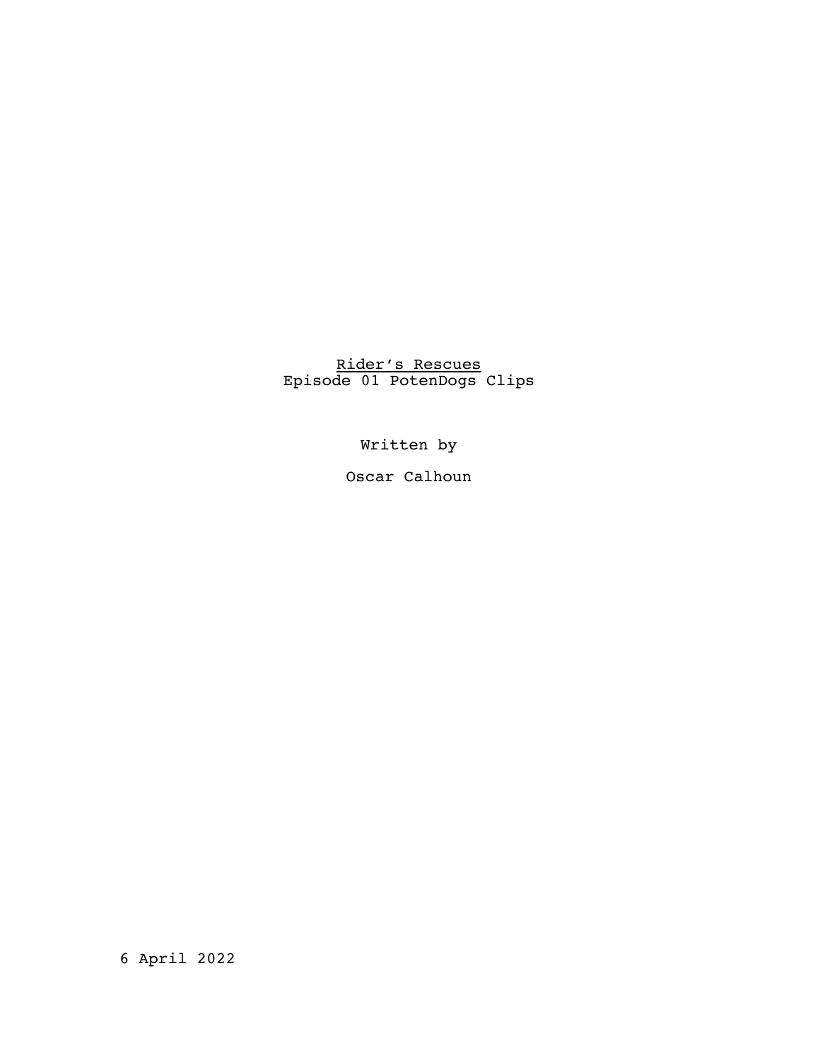<u>Rider's Rescues</u>
Episode 01 PotenDogs Clips

Written by

Oscar Calhoun

6 April 2022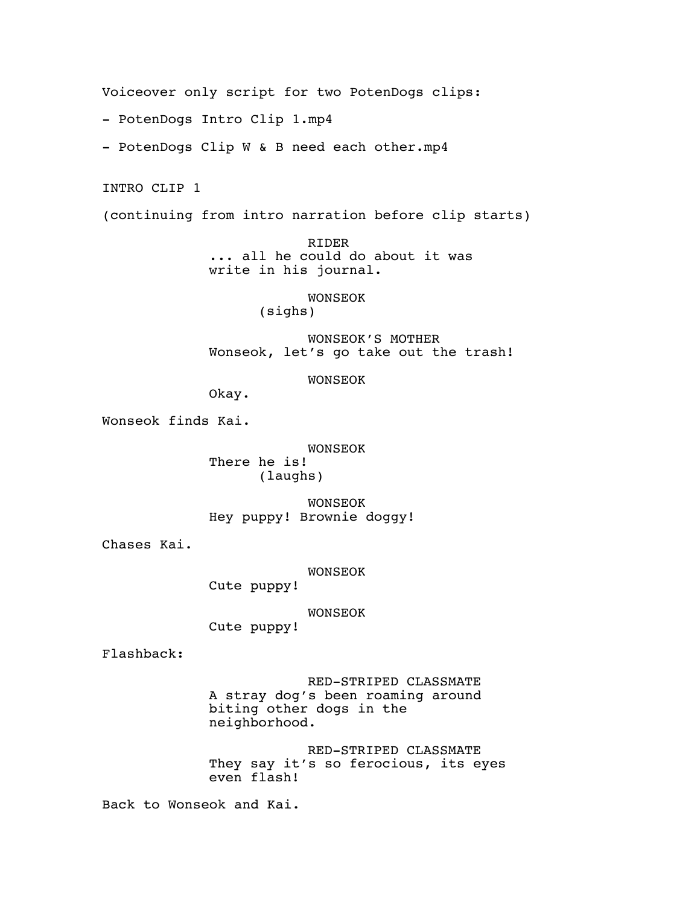Voiceover only script for two PotenDogs clips:

- PotenDogs Intro Clip 1.mp4
- PotenDogs Clip W & B need each other.mp4

INTRO CLIP 1

(continuing from intro narration before clip starts)

RIDER
... all he could do about it was write in his journal.

WONSEOK
(sighs)

WONSEOK'S MOTHER
Wonseok, let's go take out the trash!

WONSEOK
Okay.

Wonseok finds Kai.

WONSEOK
There he is!
(laughs)

WONSEOK
Hey puppy! Brownie doggy!

Chases Kai.

WONSEOK
Cute puppy!

WONSEOK
Cute puppy!

Flashback:

RED-STRIPED CLASSMATE
A stray dog's been roaming around biting other dogs in the neighborhood.

RED-STRIPED CLASSMATE
They say it's so ferocious, its eyes even flash!

Back to Wonseok and Kai.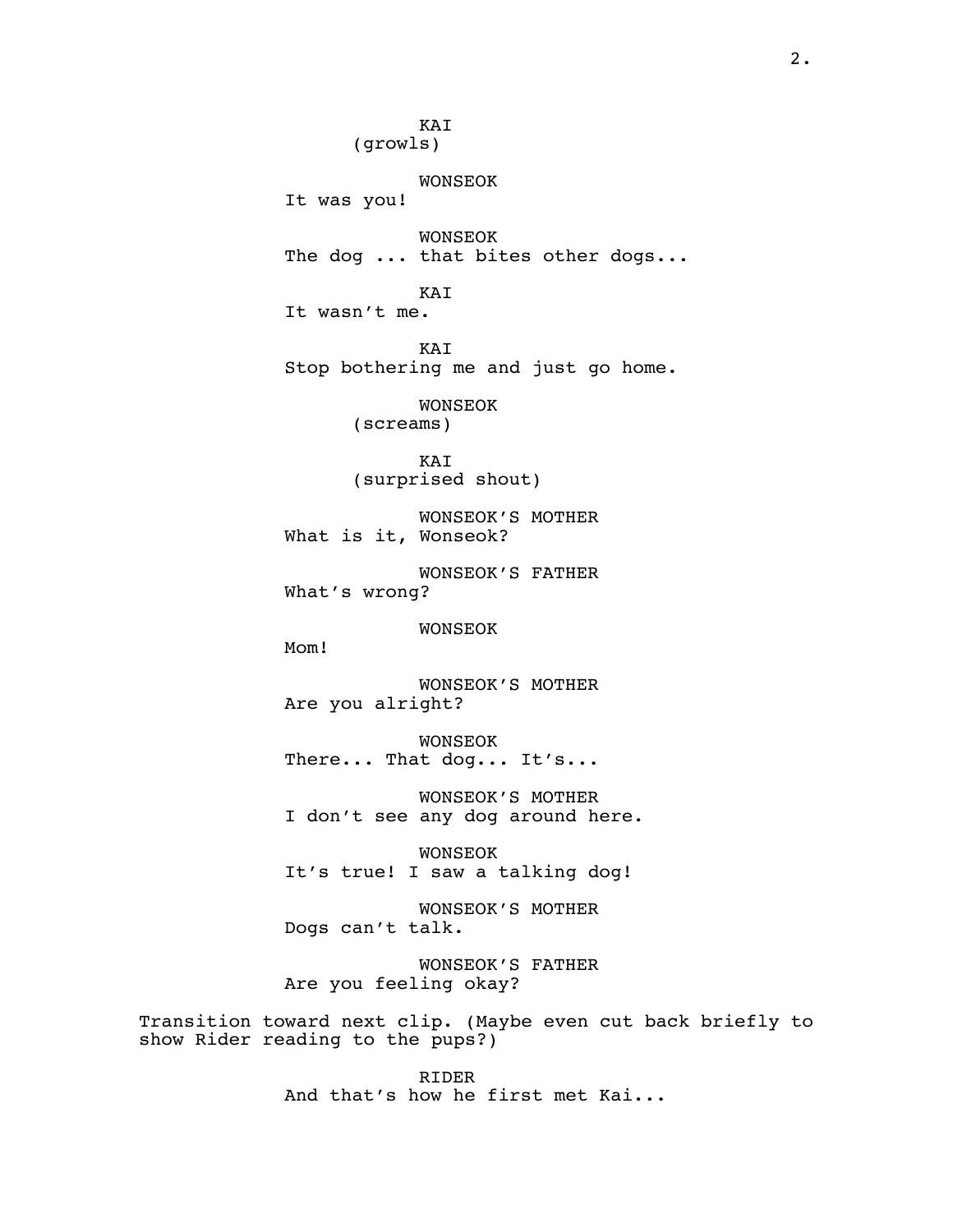KAI
(growls)

WONSEOK
It was you!

WONSEOK
The dog ... that bites other dogs...

KAI
It wasn't me.

KAI
Stop bothering me and just go home.

WONSEOK
(screams)

KAI
(surprised shout)

WONSEOK'S MOTHER
What is it, Wonseok?

WONSEOK'S FATHER
What's wrong?

WONSEOK
Mom!

WONSEOK'S MOTHER
Are you alright?

WONSEOK
There... That dog... It's...

WONSEOK'S MOTHER
I don't see any dog around here.

WONSEOK
It's true! I saw a talking dog!

WONSEOK'S MOTHER
Dogs can't talk.

WONSEOK'S FATHER
Are you feeling okay?

Transition toward next clip. (Maybe even cut back briefly to show Rider reading to the pups?)

RIDER
And that's how he first met Kai...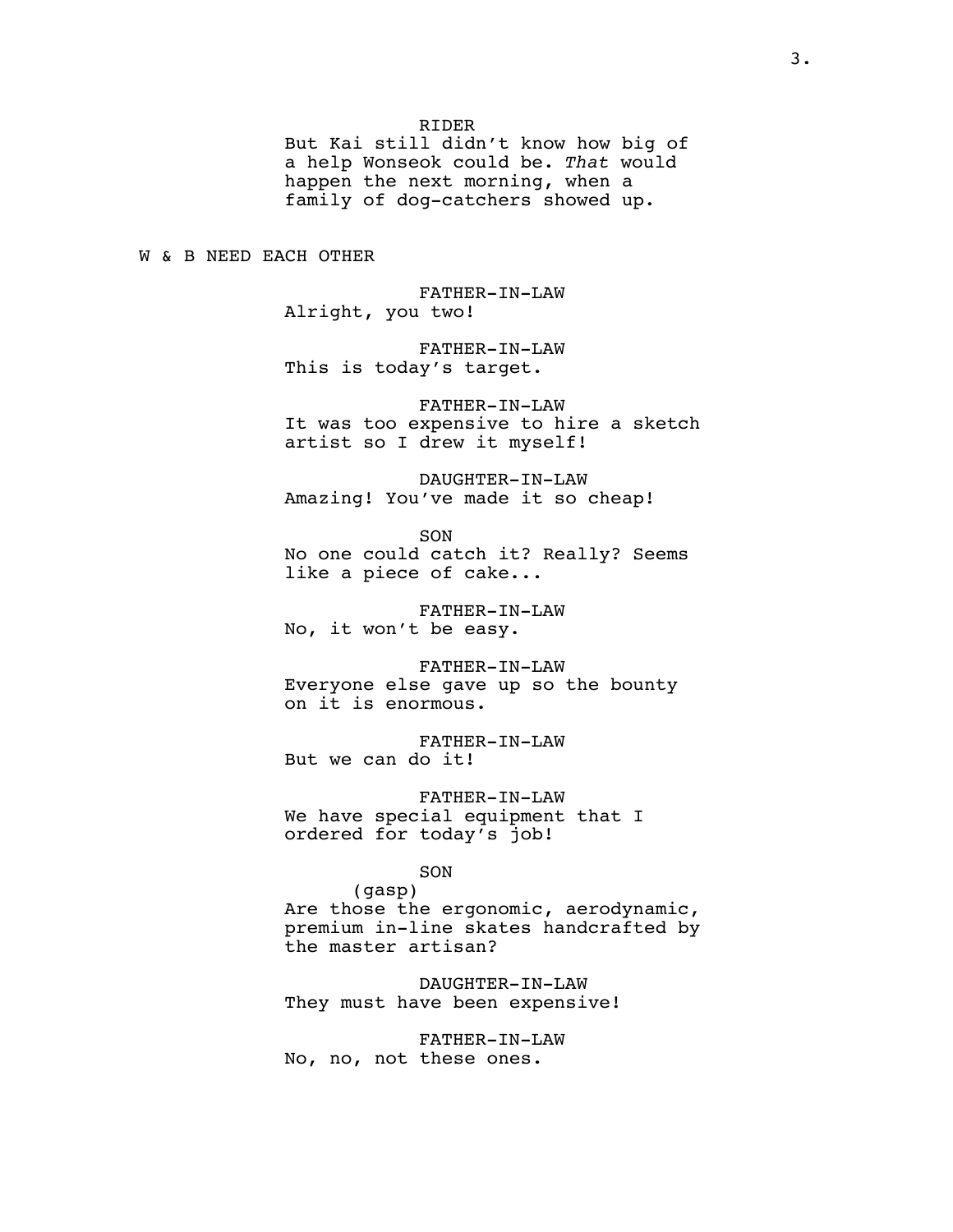RIDER
But Kai still didn't know how big of a help Wonseok could be. *That* would happen the next morning, when a family of dog-catchers showed up.

W & B NEED EACH OTHER

FATHER-IN-LAW
Alright, you two!

FATHER-IN-LAW
This is today's target.

FATHER-IN-LAW
It was too expensive to hire a sketch artist so I drew it myself!

DAUGHTER-IN-LAW
Amazing! You've made it so cheap!

SON
No one could catch it? Really? Seems like a piece of cake...

FATHER-IN-LAW
No, it won't be easy.

FATHER-IN-LAW
Everyone else gave up so the bounty on it is enormous.

FATHER-IN-LAW
But we can do it!

FATHER-IN-LAW
We have special equipment that I ordered for today's job!

SON
(gasp)
Are those the ergonomic, aerodynamic, premium in-line skates handcrafted by the master artisan?

DAUGHTER-IN-LAW
They must have been expensive!

FATHER-IN-LAW
No, no, not these ones.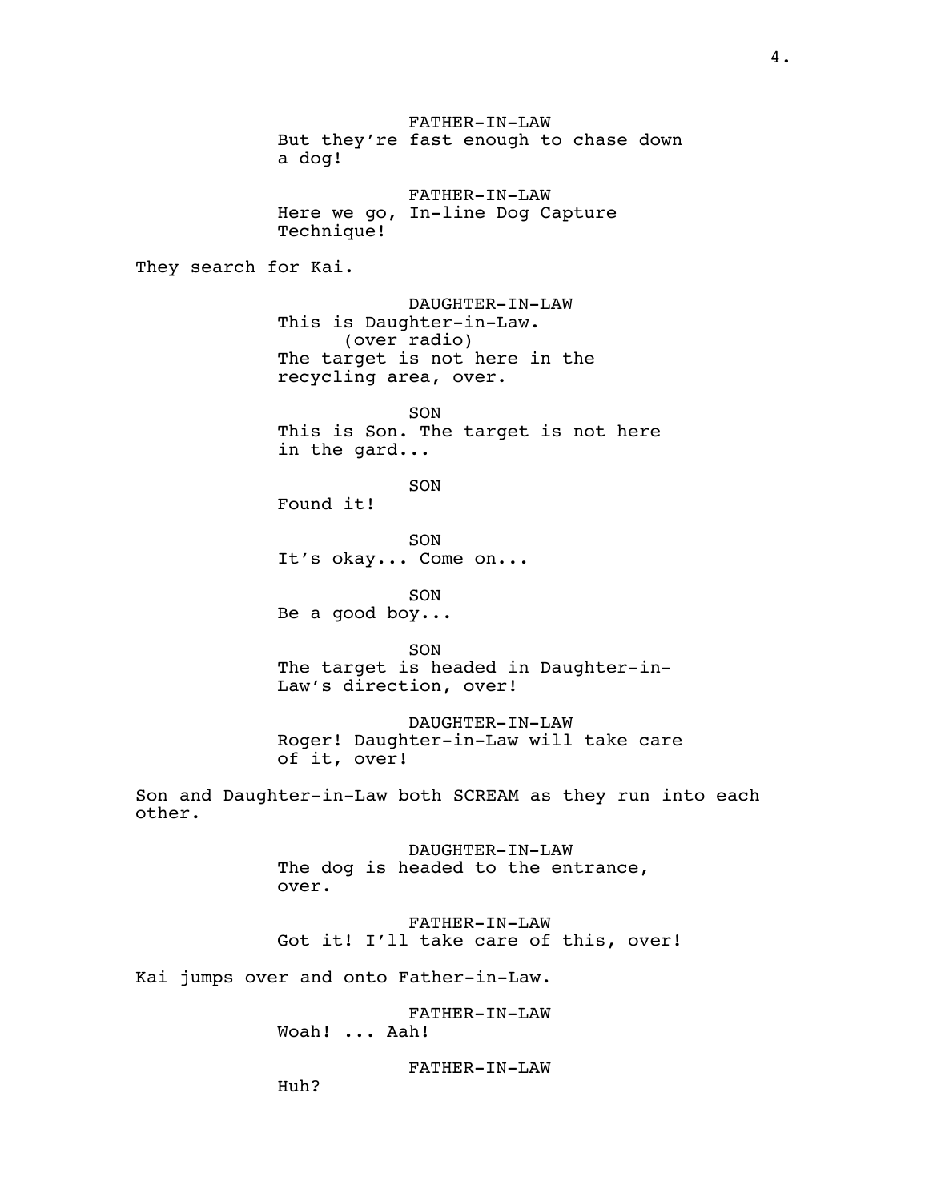FATHER-IN-LAW
But they're fast enough to chase down a dog!

FATHER-IN-LAW
Here we go, In-line Dog Capture Technique!

They search for Kai.

DAUGHTER-IN-LAW
This is Daughter-in-Law.
(over radio)
The target is not here in the recycling area, over.

SON
This is Son. The target is not here in the gard...

SON
Found it!

SON
It's okay... Come on...

SON
Be a good boy...

SON
The target is headed in Daughter-in-Law's direction, over!

DAUGHTER-IN-LAW
Roger! Daughter-in-Law will take care of it, over!

Son and Daughter-in-Law both SCREAM as they run into each other.

DAUGHTER-IN-LAW
The dog is headed to the entrance, over.

FATHER-IN-LAW
Got it! I'll take care of this, over!

Kai jumps over and onto Father-in-Law.

FATHER-IN-LAW
Woah! ... Aah!

FATHER-IN-LAW
Huh?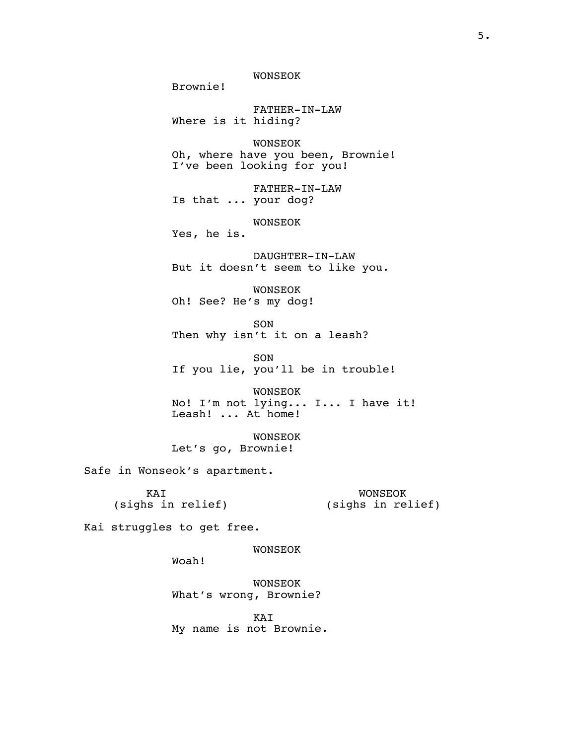WONSEOK
Brownie!

FATHER-IN-LAW
Where is it hiding?

WONSEOK
Oh, where have you been, Brownie!
I've been looking for you!

FATHER-IN-LAW
Is that ... your dog?

WONSEOK
Yes, he is.

DAUGHTER-IN-LAW
But it doesn't seem to like you.

WONSEOK
Oh! See? He's my dog!

SON
Then why isn't it on a leash?

SON
If you lie, you'll be in trouble!

WONSEOK
No! I'm not lying... I... I have it!
Leash! ... At home!

WONSEOK
Let's go, Brownie!

Safe in Wonseok's apartment.

KAI
(sighs in relief)

WONSEOK
(sighs in relief)

Kai struggles to get free.

WONSEOK
Woah!

WONSEOK
What's wrong, Brownie?

KAI
My name is not Brownie.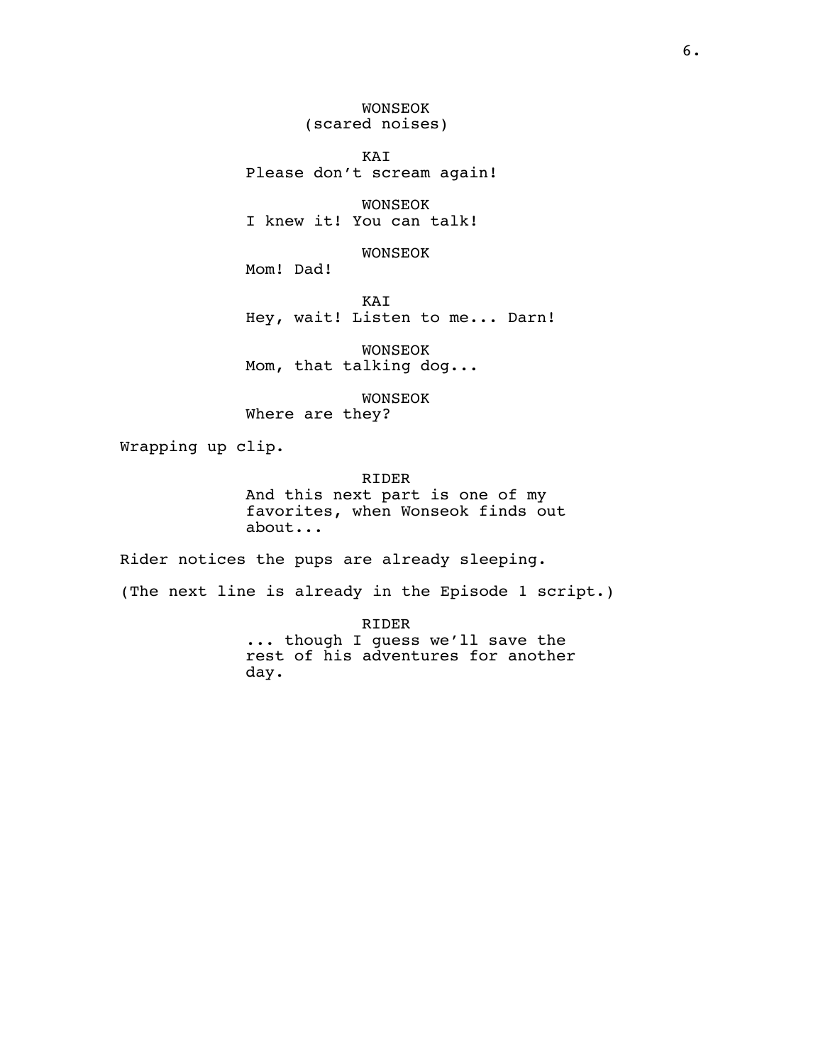WONSEOK
(scared noises)

KAI
Please don't scream again!

WONSEOK
I knew it! You can talk!

WONSEOK
Mom! Dad!

KAI
Hey, wait! Listen to me... Darn!

WONSEOK
Mom, that talking dog...

WONSEOK
Where are they?

Wrapping up clip.

RIDER
And this next part is one of my favorites, when Wonseok finds out about...

Rider notices the pups are already sleeping.

(The next line is already in the Episode 1 script.)

RIDER
... though I guess we'll save the rest of his adventures for another day.